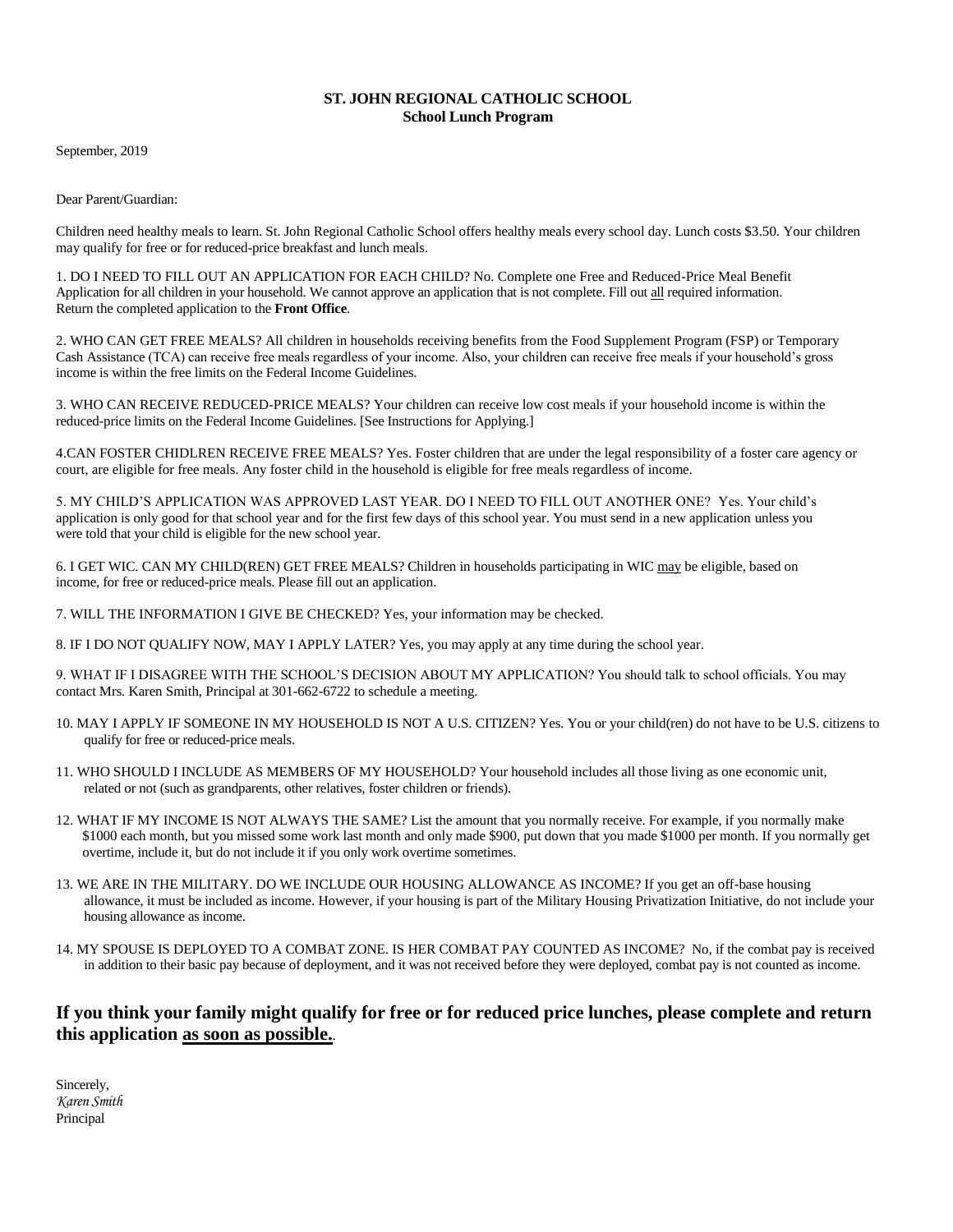**ST. JOHN REGIONAL CATHOLIC SCHOOL**
**School Lunch Program**

September, 2019

Dear Parent/Guardian:

Children need healthy meals to learn. St. John Regional Catholic School offers healthy meals every school day. Lunch costs $3.50. Your children may qualify for free or for reduced-price breakfast and lunch meals.

1. DO I NEED TO FILL OUT AN APPLICATION FOR EACH CHILD? No. Complete one Free and Reduced-Price Meal Benefit Application for all children in your household. We cannot approve an application that is not complete. Fill out <u>all</u> required information. Return the completed application to the **Front Office**.

2. WHO CAN GET FREE MEALS? All children in households receiving benefits from the Food Supplement Program (FSP) or Temporary Cash Assistance (TCA) can receive free meals regardless of your income. Also, your children can receive free meals if your household's gross income is within the free limits on the Federal Income Guidelines.

3. WHO CAN RECEIVE REDUCED-PRICE MEALS? Your children can receive low cost meals if your household income is within the reduced-price limits on the Federal Income Guidelines. [See Instructions for Applying.]

4.CAN FOSTER CHIDLREN RECEIVE FREE MEALS? Yes. Foster children that are under the legal responsibility of a foster care agency or court, are eligible for free meals. Any foster child in the household is eligible for free meals regardless of income.

5. MY CHILD'S APPLICATION WAS APPROVED LAST YEAR. DO I NEED TO FILL OUT ANOTHER ONE? Yes. Your child's application is only good for that school year and for the first few days of this school year. You must send in a new application unless you were told that your child is eligible for the new school year.

6. I GET WIC. CAN MY CHILD(REN) GET FREE MEALS? Children in households participating in WIC <u>may</u> be eligible, based on income, for free or reduced-price meals. Please fill out an application.

7. WILL THE INFORMATION I GIVE BE CHECKED? Yes, your information may be checked.

8. IF I DO NOT QUALIFY NOW, MAY I APPLY LATER? Yes, you may apply at any time during the school year.

9. WHAT IF I DISAGREE WITH THE SCHOOL'S DECISION ABOUT MY APPLICATION? You should talk to school officials. You may contact Mrs. Karen Smith, Principal at 301-662-6722 to schedule a meeting.

10. MAY I APPLY IF SOMEONE IN MY HOUSEHOLD IS NOT A U.S. CITIZEN? Yes. You or your child(ren) do not have to be U.S. citizens to qualify for free or reduced-price meals.

11. WHO SHOULD I INCLUDE AS MEMBERS OF MY HOUSEHOLD? Your household includes all those living as one economic unit, related or not (such as grandparents, other relatives, foster children or friends).

12. WHAT IF MY INCOME IS NOT ALWAYS THE SAME? List the amount that you normally receive. For example, if you normally make $1000 each month, but you missed some work last month and only made $900, put down that you made $1000 per month. If you normally get overtime, include it, but do not include it if you only work overtime sometimes.

13. WE ARE IN THE MILITARY. DO WE INCLUDE OUR HOUSING ALLOWANCE AS INCOME? If you get an off-base housing allowance, it must be included as income. However, if your housing is part of the Military Housing Privatization Initiative, do not include your housing allowance as income.

14. MY SPOUSE IS DEPLOYED TO A COMBAT ZONE. IS HER COMBAT PAY COUNTED AS INCOME? No, if the combat pay is received in addition to their basic pay because of deployment, and it was not received before they were deployed, combat pay is not counted as income.

## If you think your family might qualify for free or for reduced price lunches, please complete and return this application <u>as soon as possible.</u>.

Sincerely,
*Karen Smith*
Principal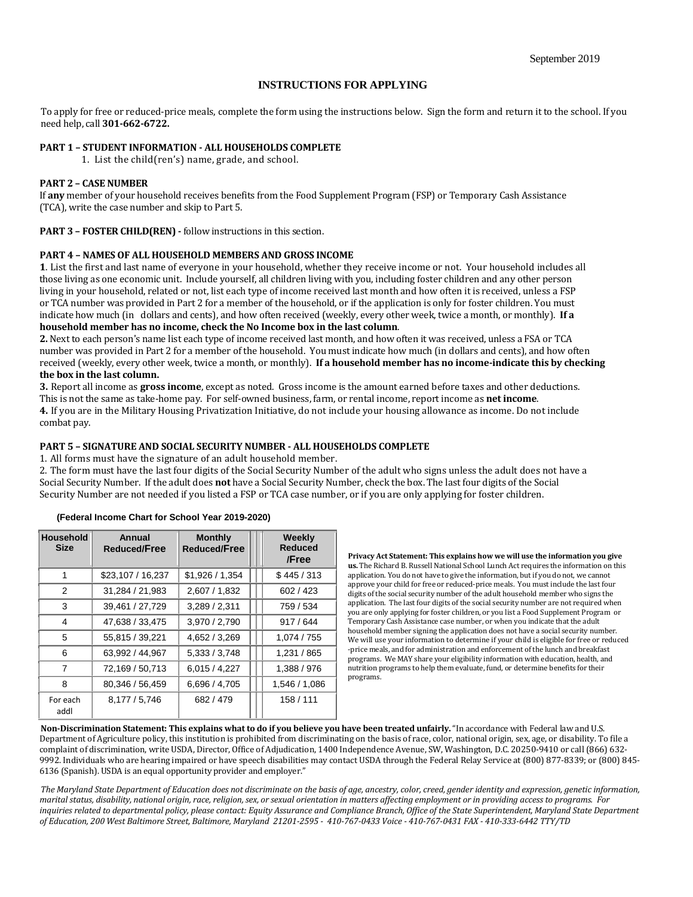September 2019

# INSTRUCTIONS FOR APPLYING

To apply for free or reduced-price meals, complete the form using the instructions below. Sign the form and return it to the school. If you need help, call **301-662-6722.**

**PART 1 – STUDENT INFORMATION - ALL HOUSEHOLDS COMPLETE**

1. List the child(ren's) name, grade, and school.

**PART 2 – CASE NUMBER**

If **any** member of your household receives benefits from the Food Supplement Program (FSP) or Temporary Cash Assistance (TCA), write the case number and skip to Part 5.

**PART 3 – FOSTER CHILD(REN) -** follow instructions in this section.

**PART 4 – NAMES OF ALL HOUSEHOLD MEMBERS AND GROSS INCOME**

**1**. List the first and last name of everyone in your household, whether they receive income or not. Your household includes all those living as one economic unit. Include yourself, all children living with you, including foster children and any other person living in your household, related or not, list each type of income received last month and how often it is received, unless a FSP or TCA number was provided in Part 2 for a member of the household, or if the application is only for foster children. You must indicate how much (in dollars and cents), and how often received (weekly, every other week, twice a month, or monthly). **If a household member has no income, check the No Income box in the last column**.

**2.** Next to each person's name list each type of income received last month, and how often it was received, unless a FSA or TCA number was provided in Part 2 for a member of the household. You must indicate how much (in dollars and cents), and how often received (weekly, every other week, twice a month, or monthly). **If a household member has no income-indicate this by checking the box in the last column.**

**3.** Report all income as **gross income**, except as noted. Gross income is the amount earned before taxes and other deductions. This is not the same as take-home pay. For self-owned business, farm, or rental income, report income as **net income**.

**4.** If you are in the Military Housing Privatization Initiative, do not include your housing allowance as income. Do not include combat pay.

**PART 5 – SIGNATURE AND SOCIAL SECURITY NUMBER - ALL HOUSEHOLDS COMPLETE**

1. All forms must have the signature of an adult household member.
2. The form must have the last four digits of the Social Security Number of the adult who signs unless the adult does not have a Social Security Number. If the adult does **not** have a Social Security Number, check the box. The last four digits of the Social Security Number are not needed if you listed a FSP or TCA case number, or if you are only applying for foster children.

**(Federal Income Chart for School Year 2019-2020)**

| Household Size | Annual Reduced/Free | Monthly Reduced/Free | Weekly Reduced /Free |
|---|---|---|---|
| 1 | $23,107 / 16,237 | $1,926 / 1,354 | $ 445 / 313 |
| 2 | 31,284 / 21,983 | 2,607 / 1,832 | 602 / 423 |
| 3 | 39,461 / 27,729 | 3,289 / 2,311 | 759 / 534 |
| 4 | 47,638 / 33,475 | 3,970 / 2,790 | 917 / 644 |
| 5 | 55,815 / 39,221 | 4,652 / 3,269 | 1,074 / 755 |
| 6 | 63,992 / 44,967 | 5,333 / 3,748 | 1,231 / 865 |
| 7 | 72,169 / 50,713 | 6,015 / 4,227 | 1,388 / 976 |
| 8 | 80,346 / 56,459 | 6,696 / 4,705 | 1,546 / 1,086 |
| For each addl | 8,177 / 5,746 | 682 / 479 | 158 / 111 |

**Privacy Act Statement: This explains how we will use the information you give us.** The Richard B. Russell National School Lunch Act requires the information on this application. You do not have to give the information, but if you do not, we cannot approve your child for free or reduced-price meals. You must include the last four digits of the social security number of the adult household member who signs the application. The last four digits of the social security number are not required when you are only applying for foster children, or you list a Food Supplement Program or Temporary Cash Assistance case number, or when you indicate that the adult household member signing the application does not have a social security number. We will use your information to determine if your child is eligible for free or reduced -price meals, and for administration and enforcement of the lunch and breakfast programs. We MAY share your eligibility information with education, health, and nutrition programs to help them evaluate, fund, or determine benefits for their programs.

**Non-Discrimination Statement: This explains what to do if you believe you have been treated unfairly.** "In accordance with Federal law and U.S. Department of Agriculture policy, this institution is prohibited from discriminating on the basis of race, color, national origin, sex, age, or disability. To file a complaint of discrimination, write USDA, Director, Office of Adjudication, 1400 Independence Avenue, SW, Washington, D.C. 20250-9410 or call (866) 632-9992. Individuals who are hearing impaired or have speech disabilities may contact USDA through the Federal Relay Service at (800) 877-8339; or (800) 845-6136 (Spanish). USDA is an equal opportunity provider and employer."

*The Maryland State Department of Education does not discriminate on the basis of age, ancestry, color, creed, gender identity and expression, genetic information, marital status, disability, national origin, race, religion, sex, or sexual orientation in matters affecting employment or in providing access to programs. For inquiries related to departmental policy, please contact: Equity Assurance and Compliance Branch, Office of the State Superintendent, Maryland State Department of Education, 200 West Baltimore Street, Baltimore, Maryland 21201-2595 - 410-767-0433 Voice - 410-767-0431 FAX - 410-333-6442 TTY/TD*